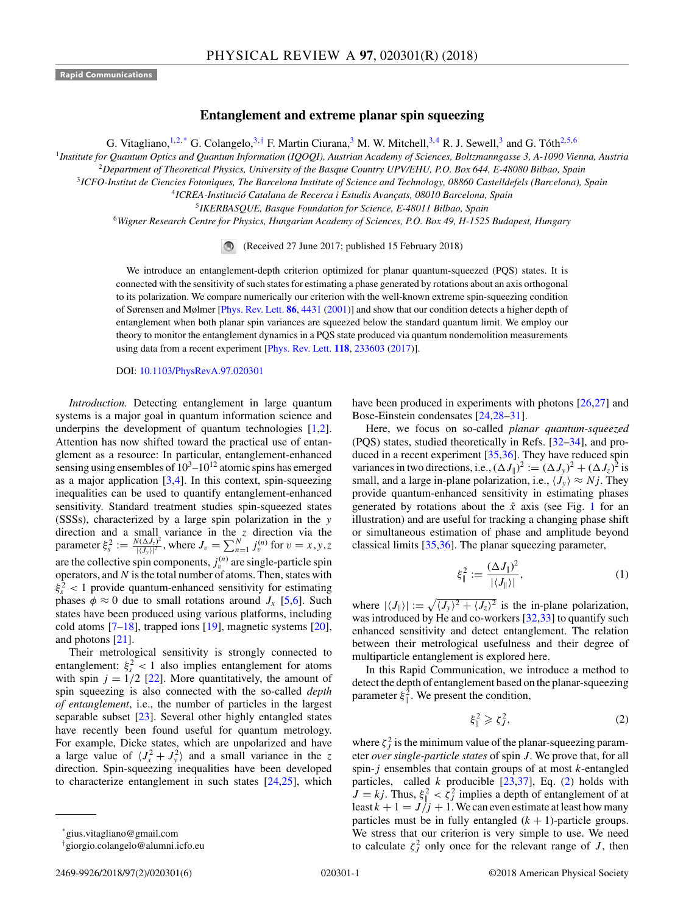Rapid Communications

# Entanglement and extreme planar spin squeezing

G. Vitagliano,[1,2,*] G. Colangelo,[3,†] F. Martin Ciurana,[3] M. W. Mitchell,[3,4] R. J. Sewell,[3] and G. Tóth[2,5,6]

[1] Institute for Quantum Optics and Quantum Information (IQOQI), Austrian Academy of Sciences, Boltzmanngasse 3, A-1090 Vienna, Austria
[2] Department of Theoretical Physics, University of the Basque Country UPV/EHU, P.O. Box 644, E-48080 Bilbao, Spain
[3] ICFO-Institut de Ciencies Fotoniques, The Barcelona Institute of Science and Technology, 08860 Castelldefels (Barcelona), Spain
[4] ICREA-Institució Catalana de Recerca i Estudis Avançats, 08010 Barcelona, Spain
[5] IKERBASQUE, Basque Foundation for Science, E-48011 Bilbao, Spain
[6] Wigner Research Centre for Physics, Hungarian Academy of Sciences, P.O. Box 49, H-1525 Budapest, Hungary

(Received 27 June 2017; published 15 February 2018)

We introduce an entanglement-depth criterion optimized for planar quantum-squeezed (PQS) states. It is connected with the sensitivity of such states for estimating a phase generated by rotations about an axis orthogonal to its polarization. We compare numerically our criterion with the well-known extreme spin-squeezing condition of Sørensen and Mølmer [Phys. Rev. Lett. **86**, 4431 (2001)] and show that our condition detects a higher depth of entanglement when both planar spin variances are squeezed below the standard quantum limit. We employ our theory to monitor the entanglement dynamics in a PQS state produced via quantum nondemolition measurements using data from a recent experiment [Phys. Rev. Lett. **118**, 233603 (2017)].

DOI: 10.1103/PhysRevA.97.020301

*Introduction.* Detecting entanglement in large quantum systems is a major goal in quantum information science and underpins the development of quantum technologies [1,2]. Attention has now shifted toward the practical use of entanglement as a resource: In particular, entanglement-enhanced sensing using ensembles of $10^3$–$10^{12}$ atomic spins has emerged as a major application [3,4]. In this context, spin-squeezing inequalities can be used to quantify entanglement-enhanced sensitivity. Standard treatment studies spin-squeezed states (SSSs), characterized by a large spin polarization in the $y$ direction and a small variance in the $z$ direction via the parameter $\xi_s^2 := \frac{N(\Delta J_z)^2}{|\langle J_y \rangle|^2}$, where $J_v = \sum_{n=1}^{N} j_v^{(n)}$ for $v = x,y,z$ are the collective spin components, $j_v^{(n)}$ are single-particle spin operators, and $N$ is the total number of atoms. Then, states with $\xi_s^2 < 1$ provide quantum-enhanced sensitivity for estimating phases $\phi \approx 0$ due to small rotations around $J_x$ [5,6]. Such states have been produced using various platforms, including cold atoms [7–18], trapped ions [19], magnetic systems [20], and photons [21].

Their metrological sensitivity is strongly connected to entanglement: $\xi_s^2 < 1$ also implies entanglement for atoms with spin $j = 1/2$ [22]. More quantitatively, the amount of spin squeezing is also connected with the so-called *depth of entanglement*, i.e., the number of particles in the largest separable subset [23]. Several other highly entangled states have recently been found useful for quantum metrology. For example, Dicke states, which are unpolarized and have a large value of $\langle J_x^2 + J_y^2 \rangle$ and a small variance in the $z$ direction. Spin-squeezing inequalities have been developed to characterize entanglement in such states [24,25], which have been produced in experiments with photons [26,27] and Bose-Einstein condensates [24,28–31].

Here, we focus on so-called *planar quantum-squeezed* (PQS) states, studied theoretically in Refs. [32–34], and produced in a recent experiment [35,36]. They have reduced spin variances in two directions, i.e., $(\Delta J_\parallel)^2 := (\Delta J_y)^2 + (\Delta J_z)^2$ is small, and a large in-plane polarization, i.e., $\langle J_y \rangle \approx Nj$. They provide quantum-enhanced sensitivity in estimating phases generated by rotations about the $\hat{x}$ axis (see Fig. 1 for an illustration) and are useful for tracking a changing phase shift or simultaneous estimation of phase and amplitude beyond classical limits [35,36]. The planar squeezing parameter,

$$\xi_\parallel^2 := \frac{(\Delta J_\parallel)^2}{|\langle J_\parallel \rangle|}, \tag{1}$$

where $|\langle J_\parallel \rangle| := \sqrt{\langle J_y \rangle^2 + \langle J_z \rangle^2}$ is the in-plane polarization, was introduced by He and co-workers [32,33] to quantify such enhanced sensitivity and detect entanglement. The relation between their metrological usefulness and their degree of multiparticle entanglement is explored here.

In this Rapid Communication, we introduce a method to detect the depth of entanglement based on the planar-squeezing parameter $\xi_\parallel^2$. We present the condition,

$$\xi_\parallel^2 \geqslant \zeta_J^2, \tag{2}$$

where $\zeta_J^2$ is the minimum value of the planar-squeezing parameter *over single-particle states* of spin $J$. We prove that, for all spin-$j$ ensembles that contain groups of at most $k$-entangled particles, called $k$ producible [23,37], Eq. (2) holds with $J = kj$. Thus, $\xi_\parallel^2 < \zeta_J^2$ implies a depth of entanglement of at least $k + 1 = J/j + 1$. We can even estimate at least how many particles must be in fully entangled $(k+1)$-particle groups. We stress that our criterion is very simple to use. We need to calculate $\zeta_J^2$ only once for the relevant range of $J$, then

*gius.vitagliano@gmail.com

†giorgio.colangelo@alumni.icfo.eu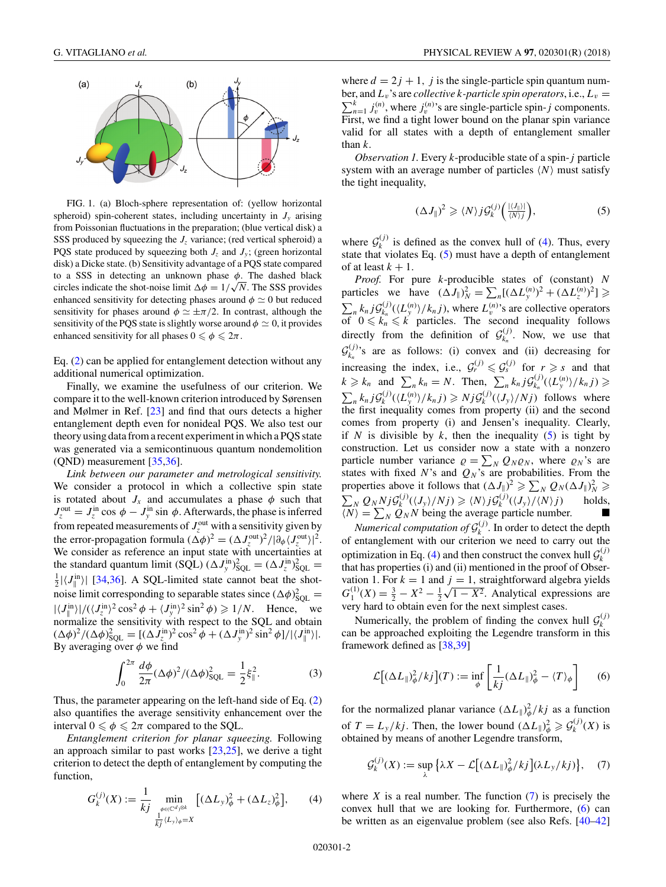FIG. 1. (a) Bloch-sphere representation of: (yellow horizontal spheroid) spin-coherent states, including uncertainty in $J_y$ arising from Poissonian fluctuations in the preparation; (blue vertical disk) a SSS produced by squeezing the $J_z$ variance; (red vertical spheroid) a PQS state produced by squeezing both $J_z$ and $J_y$; (green horizontal disk) a Dicke state. (b) Sensitivity advantage of a PQS state compared to a SSS in detecting an unknown phase $\phi$. The dashed black circles indicate the shot-noise limit $\Delta\phi = 1/\sqrt{N}$. The SSS provides enhanced sensitivity for detecting phases around $\phi \simeq 0$ but reduced sensitivity for phases around $\phi \simeq \pm\pi/2$. In contrast, although the sensitivity of the PQS state is slightly worse around $\phi \simeq 0$, it provides enhanced sensitivity for all phases $0 \leqslant \phi \leqslant 2\pi$.

Eq. (2) can be applied for entanglement detection without any additional numerical optimization.

Finally, we examine the usefulness of our criterion. We compare it to the well-known criterion introduced by Sørensen and Mølmer in Ref. [23] and find that ours detects a higher entanglement depth even for nonideal PQS. We also test our theory using data from a recent experiment in which a PQS state was generated via a semicontinuous quantum nondemolition (QND) measurement [35,36].

*Link between our parameter and metrological sensitivity.* We consider a protocol in which a collective spin state is rotated about $J_x$ and accumulates a phase $\phi$ such that $J_z^{\rm out} = J_z^{\rm in}\cos\phi - J_y^{\rm in}\sin\phi$. Afterwards, the phase is inferred from repeated measurements of $J_z^{\rm out}$ with a sensitivity given by the error-propagation formula $(\Delta\phi)^2 = (\Delta J_z^{\rm out})^2/|\partial_\phi\langle J_z^{\rm out}\rangle|^2$. We consider as reference an input state with uncertainties at the standard quantum limit (SQL) $(\Delta J_y^{\rm in})^2_{\rm SQL} = (\Delta J_z^{\rm in})^2_{\rm SQL} = \frac{1}{2}|\langle J_\parallel^{\rm in}\rangle|$ [34,36]. A SQL-limited state cannot beat the shot-noise limit corresponding to separable states since $(\Delta\phi)^2_{\rm SQL} = |\langle J_\parallel^{\rm in}\rangle|/(\langle J_z^{\rm in}\rangle^2\cos^2\phi + \langle J_y^{\rm in}\rangle^2\sin^2\phi) \geqslant 1/N$. Hence, we normalize the sensitivity with respect to the SQL and obtain $(\Delta\phi)^2/(\Delta\phi)^2_{\rm SQL} = [(\Delta J_z^{\rm in})^2\cos^2\phi + (\Delta J_y^{\rm in})^2\sin^2\phi]/|\langle J_\parallel^{\rm in}\rangle|$. By averaging over $\phi$ we find

$$\int_0^{2\pi}\frac{d\phi}{2\pi}(\Delta\phi)^2/(\Delta\phi)^2_{\rm SQL} = \frac{1}{2}\xi_\parallel^2. \tag{3}$$

Thus, the parameter appearing on the left-hand side of Eq. (2) also quantifies the average sensitivity enhancement over the interval $0 \leqslant \phi \leqslant 2\pi$ compared to the SQL.

*Entanglement criterion for planar squeezing.* Following an approach similar to past works [23,25], we derive a tight criterion to detect the depth of entanglement by computing the function,

$$G_k^{(j)}(X) := \frac{1}{kj}\min_{\substack{\phi\in(\mathbb{C}^d)^{\otimes k}\\ \frac{1}{kj}\langle L_y\rangle_\phi = X}}\left[(\Delta L_y)^2_\phi + (\Delta L_z)^2_\phi\right], \tag{4}$$

where $d = 2j+1$, $j$ is the single-particle spin quantum number, and $L_\nu$'s are *collective $k$-particle spin operators*, i.e., $L_\nu = \sum_{n=1}^k j_\nu^{(n)}$, where $j_\nu^{(n)}$'s are single-particle spin-$j$ components. First, we find a tight lower bound on the planar spin variance valid for all states with a depth of entanglement smaller than $k$.

*Observation 1.* Every $k$-producible state of a spin-$j$ particle system with an average number of particles $\langle N\rangle$ must satisfy the tight inequality,

$$(\Delta J_\parallel)^2 \geqslant \langle N\rangle j\mathcal{G}_k^{(j)}\left(\tfrac{|\langle J_\parallel\rangle|}{\langle N\rangle j}\right), \tag{5}$$

where $\mathcal{G}_k^{(j)}$ is defined as the convex hull of (4). Thus, every state that violates Eq. (5) must have a depth of entanglement of at least $k+1$.

*Proof.* For pure $k$-producible states of (constant) $N$ particles we have $(\Delta J_\parallel)^2_N = \sum_n[(\Delta L_y^{(n)})^2 + (\Delta L_z^{(n)})^2] \geqslant \sum_n k_n j\mathcal{G}_{k_n}^{(j)}(\langle L_y^{(n)}\rangle/k_n j)$, where $L_\nu^{(n)}$'s are collective operators of $0 \leqslant k_n \leqslant k$ particles. The second inequality follows directly from the definition of $\mathcal{G}_{k_n}^{(j)}$. Now, we use that $\mathcal{G}_{k_n}^{(j)}$'s are as follows: (i) convex and (ii) decreasing for increasing the index, i.e., $\mathcal{G}_r^{(j)} \leqslant \mathcal{G}_s^{(j)}$ for $r \geqslant s$ and that $k \geqslant k_n$ and $\sum_n k_n = N$. Then, $\sum_n k_n j\mathcal{G}_{k_n}^{(j)}(\langle L_y^{(n)}\rangle/k_n j) \geqslant \sum_n k_n j\mathcal{G}_k^{(j)}(\langle L_y^{(n)}\rangle/k_n j) \geqslant Nj\mathcal{G}_k^{(j)}(\langle J_y\rangle/Nj)$ follows where the first inequality comes from property (ii) and the second comes from property (i) and Jensen's inequality. Clearly, if $N$ is divisible by $k$, then the inequality (5) is tight by construction. Let us consider now a state with a nonzero particle number variance $\varrho = \sum_N Q_N\varrho_N$, where $\varrho_N$'s are states with fixed $N$'s and $Q_N$'s are probabilities. From the properties above it follows that $(\Delta J_\parallel)^2 \geqslant \sum_N Q_N(\Delta J_\parallel)^2_N \geqslant \sum_N Q_N Nj\mathcal{G}_k^{(j)}(\langle J_y\rangle/Nj) \geqslant \langle N\rangle j\mathcal{G}_k^{(j)}(\langle J_y\rangle/\langle N\rangle j)$ holds, $\langle N\rangle = \sum_N Q_N N$ being the average particle number. ■

*Numerical computation of $\mathcal{G}_k^{(j)}$.* In order to detect the depth of entanglement with our criterion we need to carry out the optimization in Eq. (4) and then construct the convex hull $\mathcal{G}_k^{(j)}$ that has properties (i) and (ii) mentioned in the proof of Observation 1. For $k=1$ and $j=1$, straightforward algebra yields $G_1^{(1)}(X) = \frac{3}{2} - X^2 - \frac{1}{2}\sqrt{1-X^2}$. Analytical expressions are very hard to obtain even for the next simplest cases.

Numerically, the problem of finding the convex hull $\mathcal{G}_k^{(j)}$ can be approached exploiting the Legendre transform in this framework defined as [38,39]

$$\mathcal{L}\big[(\Delta L_\parallel)^2_\phi/kj\big](T) := \inf_\phi\left[\frac{1}{kj}(\Delta L_\parallel)^2_\phi - \langle T\rangle_\phi\right] \tag{6}$$

for the normalized planar variance $(\Delta L_\parallel)^2_\phi/kj$ as a function of $T = L_y/kj$. Then, the lower bound $(\Delta L_\parallel)^2_\phi \geqslant \mathcal{G}_k^{(j)}(X)$ is obtained by means of another Legendre transform,

$$\mathcal{G}_k^{(j)}(X) := \sup_\lambda\left\{\lambda X - \mathcal{L}\big[(\Delta L_\parallel)^2_\phi/kj\big](\lambda L_y/kj)\right\}, \tag{7}$$

where $X$ is a real number. The function (7) is precisely the convex hull that we are looking for. Furthermore, (6) can be written as an eigenvalue problem (see also Refs. [40–42]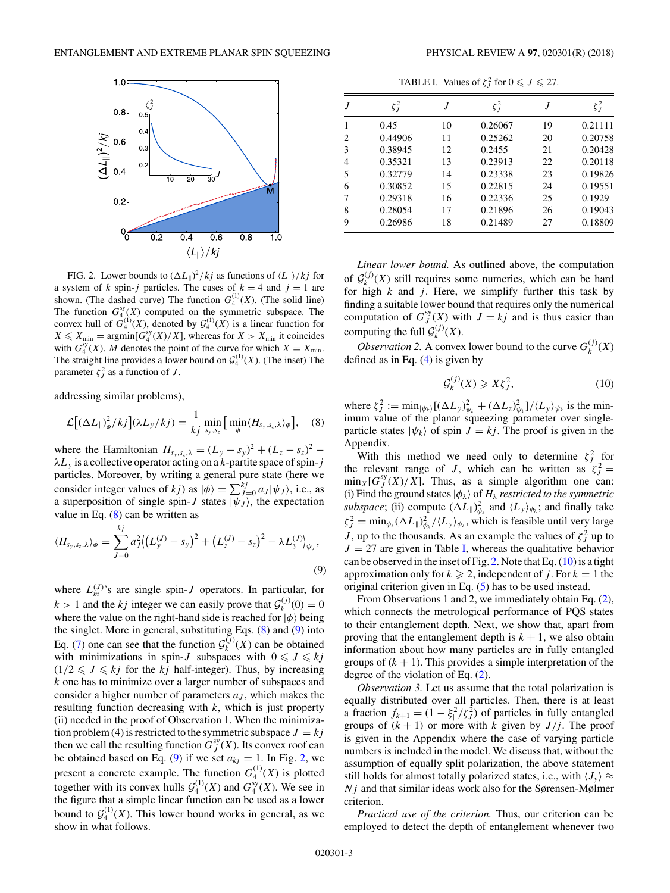FIG. 2. Lower bounds to $(\Delta L_\parallel)^2/kj$ as functions of $\langle L_\parallel \rangle/kj$ for a system of $k$ spin-$j$ particles. The cases of $k=4$ and $j=1$ are shown. (The dashed curve) The function $G_4^{(1)}(X)$. (The solid line) The function $G_4^{\rm sy}(X)$ computed on the symmetric subspace. The convex hull of $G_4^{(1)}(X)$, denoted by $\mathcal{G}_4^{(1)}(X)$ is a linear function for $X \leqslant X_{\min} = \operatorname{argmin}[G_4^{\rm sy}(X)/X]$, whereas for $X > X_{\min}$ it coincides with $G_4^{\rm sy}(X)$. $M$ denotes the point of the curve for which $X = X_{\min}$. The straight line provides a lower bound on $\mathcal{G}_4^{(1)}(X)$. (The inset) The parameter $\zeta_J^2$ as a function of $J$.

addressing similar problems),

$$\mathcal{L}\big[(\Delta L_\parallel)^2_\phi/kj\big](\lambda L_y/kj) = \frac{1}{kj}\min_{s_y,s_z}\big[\min_\phi \langle H_{s_y,s_z,\lambda}\rangle_\phi\big], \quad (8)$$

where the Hamiltonian $H_{s_y,s_z,\lambda} = (L_y - s_y)^2 + (L_z - s_z)^2 - \lambda L_y$ is a collective operator acting on a $k$-partite space of spin-$j$ particles. Moreover, by writing a general pure state (here we consider integer values of $kj$) as $|\phi\rangle = \sum_{J=0}^{kj} a_J |\psi_J\rangle$, i.e., as a superposition of single spin-$J$ states $|\psi_J\rangle$, the expectation value in Eq. (8) can be written as

$$\langle H_{s_y,s_z,\lambda}\rangle_\phi = \sum_{J=0}^{kj} a_J^2 \big\langle \big(L_y^{(J)} - s_y\big)^2 + \big(L_z^{(J)} - s_z\big)^2 - \lambda L_y^{(J)}\big\rangle_{\psi_J}, \quad (9)$$

where $L_m^{(J)}$'s are single spin-$J$ operators. In particular, for $k>1$ and the $kj$ integer we can easily prove that $\mathcal{G}_k^{(j)}(0) = 0$ where the value on the right-hand side is reached for $|\phi\rangle$ being the singlet. More in general, substituting Eqs. (8) and (9) into Eq. (7) one can see that the function $\mathcal{G}_k^{(j)}(X)$ can be obtained with minimizations in spin-$J$ subspaces with $0 \leqslant J \leqslant kj$ $(1/2 \leqslant J \leqslant kj$ for the $kj$ half-integer). Thus, by increasing $k$ one has to minimize over a larger number of subspaces and consider a higher number of parameters $a_J$, which makes the resulting function decreasing with $k$, which is just property (ii) needed in the proof of Observation 1. When the minimization problem (4) is restricted to the symmetric subspace $J = kj$ then we call the resulting function $G_J^{\rm sy}(X)$. Its convex roof can be obtained based on Eq. (9) if we set $a_{kj} = 1$. In Fig. 2, we present a concrete example. The function $G_4^{(1)}(X)$ is plotted together with its convex hulls $\mathcal{G}_4^{(1)}(X)$ and $G_4^{\rm sy}(X)$. We see in the figure that a simple linear function can be used as a lower bound to $\mathcal{G}_4^{(1)}(X)$. This lower bound works in general, as we show in what follows.

TABLE I. Values of $\zeta_J^2$ for $0 \leqslant J \leqslant 27$.

| $J$ | $\zeta_J^2$ | $J$ | $\zeta_J^2$ | $J$ | $\zeta_J^2$ |
|---|---|---|---|---|---|
| 1 | 0.45 | 10 | 0.26067 | 19 | 0.21111 |
| 2 | 0.44906 | 11 | 0.25262 | 20 | 0.20758 |
| 3 | 0.38945 | 12 | 0.2455 | 21 | 0.20428 |
| 4 | 0.35321 | 13 | 0.23913 | 22 | 0.20118 |
| 5 | 0.32779 | 14 | 0.23338 | 23 | 0.19826 |
| 6 | 0.30852 | 15 | 0.22815 | 24 | 0.19551 |
| 7 | 0.29318 | 16 | 0.22336 | 25 | 0.1929 |
| 8 | 0.28054 | 17 | 0.21896 | 26 | 0.19043 |
| 9 | 0.26986 | 18 | 0.21489 | 27 | 0.18809 |

*Linear lower bound.* As outlined above, the computation of $\mathcal{G}_k^{(j)}(X)$ still requires some numerics, which can be hard for high $k$ and $j$. Here, we simplify further this task by finding a suitable lower bound that requires only the numerical computation of $G_J^{\rm sy}(X)$ with $J = kj$ and is thus easier than computing the full $\mathcal{G}_k^{(j)}(X)$.

*Observation 2.* A convex lower bound to the curve $G_k^{(j)}(X)$ defined as in Eq. (4) is given by

$$\mathcal{G}_k^{(j)}(X) \geqslant X\zeta_J^2, \quad (10)$$

where $\zeta_J^2 := \min_{|\psi_k\rangle}[(\Delta L_y)^2_{\psi_k} + (\Delta L_z)^2_{\psi_k}]/\langle L_y\rangle_{\psi_k}$ is the minimum value of the planar squeezing parameter over single-particle states $|\psi_k\rangle$ of spin $J = kj$. The proof is given in the Appendix.

With this method we need only to determine $\zeta_J^2$ for the relevant range of $J$, which can be written as $\zeta_J^2 = \min_X[G_J^{\rm sy}(X)/X]$. Thus, as a simple algorithm one can: (i) Find the ground states $|\phi_\lambda\rangle$ of $H_\lambda$ *restricted to the symmetric subspace*; (ii) compute $(\Delta L_\parallel)^2_{\phi_\lambda}$ and $\langle L_y\rangle_{\phi_\lambda}$; and finally take $\zeta_J^2 = \min_{\phi_\lambda}(\Delta L_\parallel)^2_{\phi_\lambda}/\langle L_y\rangle_{\phi_\lambda}$, which is feasible until very large $J$, up to the thousands. As an example the values of $\zeta_J^2$ up to $J = 27$ are given in Table I, whereas the qualitative behavior can be observed in the inset of Fig. 2. Note that Eq. (10) is a tight approximation only for $k \geqslant 2$, independent of $j$. For $k=1$ the original criterion given in Eq. (5) has to be used instead.

From Observations 1 and 2, we immediately obtain Eq. (2), which connects the metrological performance of PQS states to their entanglement depth. Next, we show that, apart from proving that the entanglement depth is $k+1$, we also obtain information about how many particles are in fully entangled groups of $(k+1)$. This provides a simple interpretation of the degree of the violation of Eq. (2).

*Observation 3.* Let us assume that the total polarization is equally distributed over all particles. Then, there is at least a fraction $f_{k+1} = (1 - \xi_\parallel^2/\zeta_J^2)$ of particles in fully entangled groups of $(k+1)$ or more with $k$ given by $J/j$. The proof is given in the Appendix where the case of varying particle numbers is included in the model. We discuss that, without the assumption of equally split polarization, the above statement still holds for almost totally polarized states, i.e., with $\langle J_y\rangle \approx Nj$ and that similar ideas work also for the Sørensen-Mølmer criterion.

*Practical use of the criterion.* Thus, our criterion can be employed to detect the depth of entanglement whenever two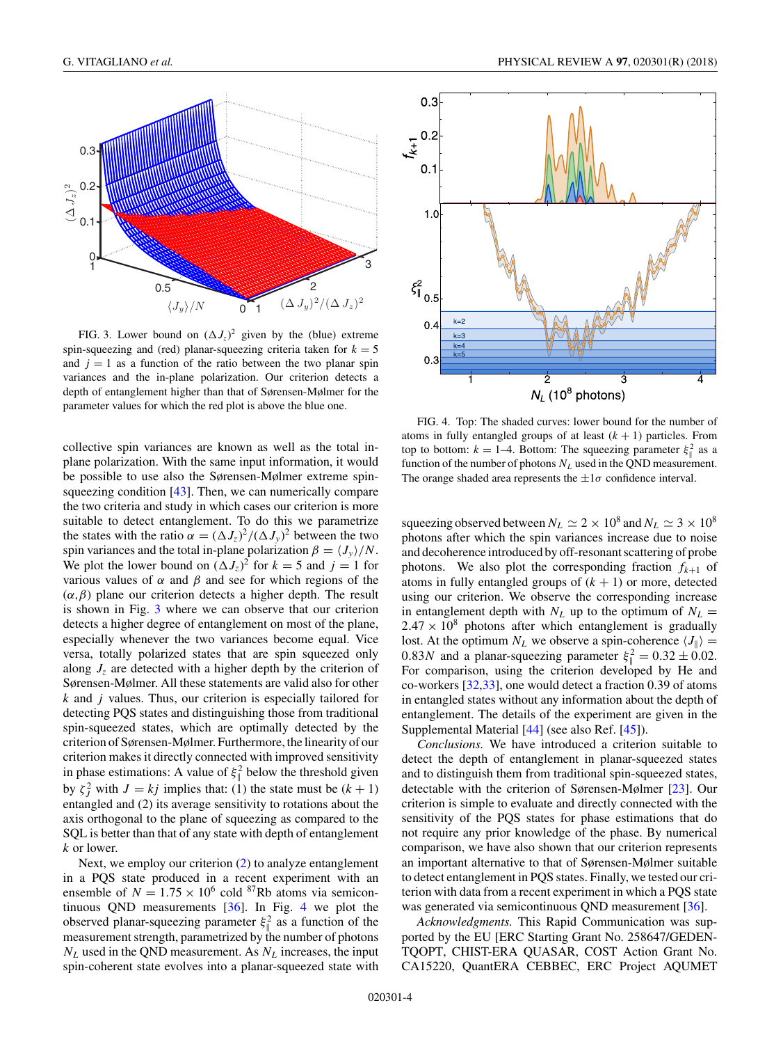FIG. 3. Lower bound on $(\Delta J_z)^2$ given by the (blue) extreme spin-squeezing and (red) planar-squeezing criteria taken for $k = 5$ and $j = 1$ as a function of the ratio between the two planar spin variances and the in-plane polarization. Our criterion detects a depth of entanglement higher than that of Sørensen-Mølmer for the parameter values for which the red plot is above the blue one.

collective spin variances are known as well as the total in-plane polarization. With the same input information, it would be possible to use also the Sørensen-Mølmer extreme spin-squeezing condition [43]. Then, we can numerically compare the two criteria and study in which cases our criterion is more suitable to detect entanglement. To do this we parametrize the states with the ratio $\alpha = (\Delta J_z)^2/(\Delta J_y)^2$ between the two spin variances and the total in-plane polarization $\beta = \langle J_y \rangle /N$. We plot the lower bound on $(\Delta J_z)^2$ for $k = 5$ and $j = 1$ for various values of $\alpha$ and $\beta$ and see for which regions of the $(\alpha,\beta)$ plane our criterion detects a higher depth. The result is shown in Fig. 3 where we can observe that our criterion detects a higher degree of entanglement on most of the plane, especially whenever the two variances become equal. Vice versa, totally polarized states that are spin squeezed only along $J_z$ are detected with a higher depth by the criterion of Sørensen-Mølmer. All these statements are valid also for other $k$ and $j$ values. Thus, our criterion is especially tailored for detecting PQS states and distinguishing those from traditional spin-squeezed states, which are optimally detected by the criterion of Sørensen-Mølmer. Furthermore, the linearity of our criterion makes it directly connected with improved sensitivity in phase estimations: A value of $\xi_\parallel^2$ below the threshold given by $\zeta_J^2$ with $J = kj$ implies that: (1) the state must be $(k + 1)$ entangled and (2) its average sensitivity to rotations about the axis orthogonal to the plane of squeezing as compared to the SQL is better than that of any state with depth of entanglement $k$ or lower.

Next, we employ our criterion (2) to analyze entanglement in a PQS state produced in a recent experiment with an ensemble of $N = 1.75 \times 10^6$ cold $^{87}$Rb atoms via semicontinuous QND measurements [36]. In Fig. 4 we plot the observed planar-squeezing parameter $\xi_\parallel^2$ as a function of the measurement strength, parametrized by the number of photons $N_L$ used in the QND measurement. As $N_L$ increases, the input spin-coherent state evolves into a planar-squeezed state with

FIG. 4. Top: The shaded curves: lower bound for the number of atoms in fully entangled groups of at least $(k + 1)$ particles. From top to bottom: $k = 1$–4. Bottom: The squeezing parameter $\xi_\parallel^2$ as a function of the number of photons $N_L$ used in the QND measurement. The orange shaded area represents the $\pm 1\sigma$ confidence interval.

squeezing observed between $N_L \simeq 2 \times 10^8$ and $N_L \simeq 3 \times 10^8$ photons after which the spin variances increase due to noise and decoherence introduced by off-resonant scattering of probe photons. We also plot the corresponding fraction $f_{k+1}$ of atoms in fully entangled groups of $(k + 1)$ or more, detected using our criterion. We observe the corresponding increase in entanglement depth with $N_L$ up to the optimum of $N_L = 2.47 \times 10^8$ photons after which entanglement is gradually lost. At the optimum $N_L$ we observe a spin-coherence $\langle J_\parallel \rangle = 0.83N$ and a planar-squeezing parameter $\xi_\parallel^2 = 0.32 \pm 0.02$. For comparison, using the criterion developed by He and co-workers [32,33], one would detect a fraction 0.39 of atoms in entangled states without any information about the depth of entanglement. The details of the experiment are given in the Supplemental Material [44] (see also Ref. [45]).

*Conclusions.* We have introduced a criterion suitable to detect the depth of entanglement in planar-squeezed states and to distinguish them from traditional spin-squeezed states, detectable with the criterion of Sørensen-Mølmer [23]. Our criterion is simple to evaluate and directly connected with the sensitivity of the PQS states for phase estimations that do not require any prior knowledge of the phase. By numerical comparison, we have also shown that our criterion represents an important alternative to that of Sørensen-Mølmer suitable to detect entanglement in PQS states. Finally, we tested our criterion with data from a recent experiment in which a PQS state was generated via semicontinuous QND measurement [36].

*Acknowledgments.* This Rapid Communication was supported by the EU [ERC Starting Grant No. 258647/GEDENTQOPT, CHIST-ERA QUASAR, COST Action Grant No. CA15220, QuantERA CEBBEC, ERC Project AQUMET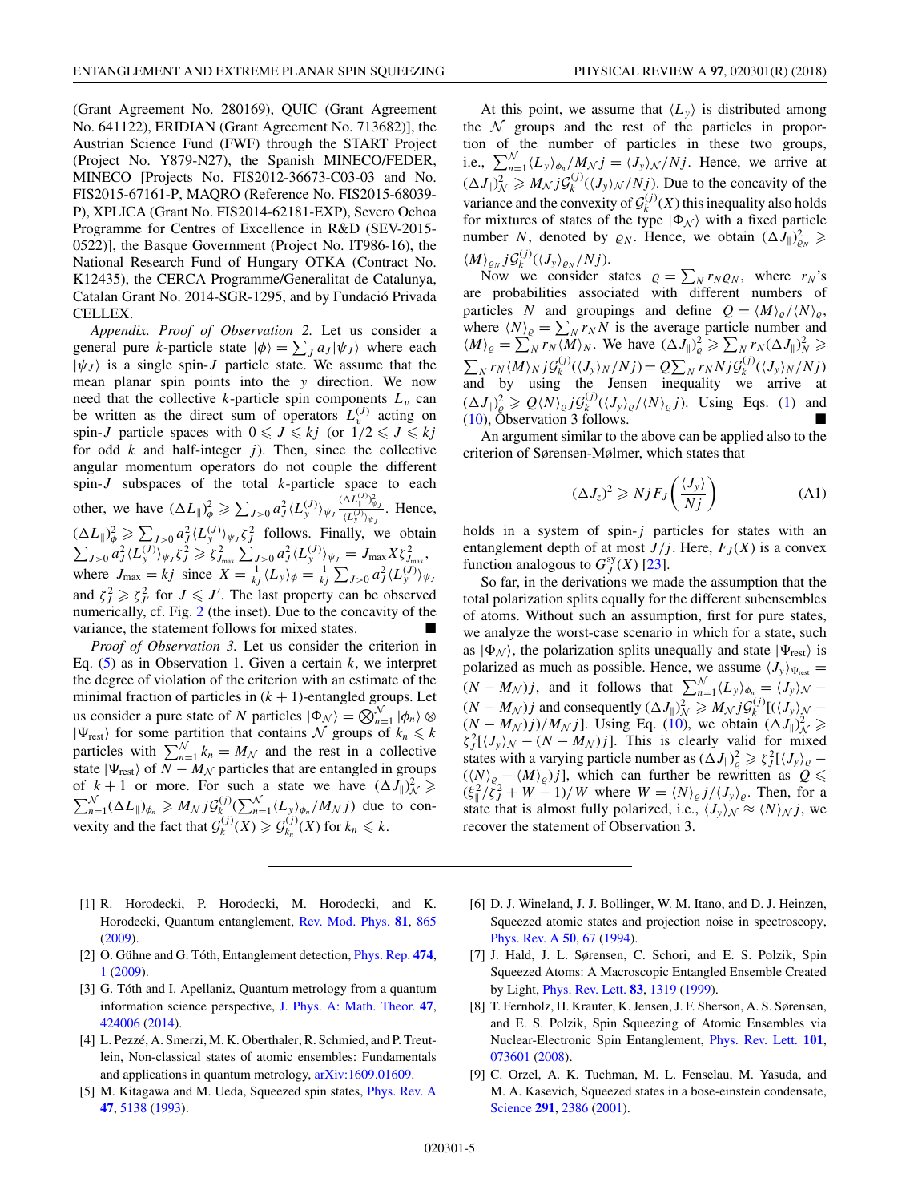(Grant Agreement No. 280169), QUIC (Grant Agreement No. 641122), ERIDIAN (Grant Agreement No. 713682)], the Austrian Science Fund (FWF) through the START Project (Project No. Y879-N27), the Spanish MINECO/FEDER, MINECO [Projects No. FIS2012-36673-C03-03 and No. FIS2015-67161-P, MAQRO (Reference No. FIS2015-68039-P), XPLICA (Grant No. FIS2014-62181-EXP), Severo Ochoa Programme for Centres of Excellence in R&D (SEV-2015-0522)], the Basque Government (Project No. IT986-16), the National Research Fund of Hungary OTKA (Contract No. K12435), the CERCA Programme/Generalitat de Catalunya, Catalan Grant No. 2014-SGR-1295, and by Fundació Privada CELLEX.

*Appendix. Proof of Observation 2.* Let us consider a general pure $k$-particle state $|\phi\rangle = \sum_J a_J |\psi_J\rangle$ where each $|\psi_J\rangle$ is a single spin-$J$ particle state. We assume that the mean planar spin points into the $y$ direction. We now need that the collective $k$-particle spin components $L_v$ can be written as the direct sum of operators $L_v^{(J)}$ acting on spin-$J$ particle spaces with $0 \leqslant J \leqslant kj$ (or $1/2 \leqslant J \leqslant kj$ for odd $k$ and half-integer $j$). Then, since the collective angular momentum operators do not couple the different spin-$J$ subspaces of the total $k$-particle space to each other, we have $(\Delta L_\parallel)^2_\phi \geqslant \sum_{J>0} a_J^2 \langle L_y^{(J)}\rangle_{\psi_J} \frac{(\Delta L_\parallel^{(J)})^2_{\psi_J}}{\langle L_y^{(J)}\rangle_{\psi_J}}$. Hence, $(\Delta L_\parallel)^2_\phi \geqslant \sum_{J>0} a_J^2 \langle L_y^{(J)}\rangle_{\psi_J} \zeta_J^2$ follows. Finally, we obtain $\sum_{J>0} a_J^2 \langle L_y^{(J)}\rangle_{\psi_J} \zeta_J^2 \geqslant \zeta_{J_{\max}}^2 \sum_{J>0} a_J^2 \langle L_y^{(J)}\rangle_{\psi_J} = J_{\max} X \zeta_{J_{\max}}^2$, where $J_{\max} = kj$ since $X = \frac{1}{kj}\langle L_y\rangle_\phi = \frac{1}{kj}\sum_{J>0} a_J^2 \langle L_y^{(J)}\rangle_{\psi_J}$ and $\zeta_J^2 \geqslant \zeta_{J'}^2$ for $J \leqslant J'$. The last property can be observed numerically, cf. Fig. 2 (the inset). Due to the concavity of the variance, the statement follows for mixed states. ■

*Proof of Observation 3.* Let us consider the criterion in Eq. (5) as in Observation 1. Given a certain $k$, we interpret the degree of violation of the criterion with an estimate of the minimal fraction of particles in $(k+1)$-entangled groups. Let us consider a pure state of $N$ particles $|\Phi_\mathcal{N}\rangle = \bigotimes_{n=1}^{\mathcal{N}} |\phi_n\rangle \otimes |\Psi_{\rm rest}\rangle$ for some partition that contains $\mathcal{N}$ groups of $k_n \leqslant k$ particles with $\sum_{n=1}^{\mathcal{N}} k_n = M_\mathcal{N}$ and the rest in a collective state $|\Psi_{\rm rest}\rangle$ of $N - M_\mathcal{N}$ particles that are entangled in groups of $k+1$ or more. For such a state we have $(\Delta J_\parallel)^2_\mathcal{N} \geqslant \sum_{n=1}^{\mathcal{N}} (\Delta L_\parallel)_{\phi_n} \geqslant M_\mathcal{N} j \mathcal{G}_k^{(j)}(\sum_{n=1}^{\mathcal{N}} \langle L_y\rangle_{\phi_n}/M_\mathcal{N} j)$ due to convexity and the fact that $\mathcal{G}_k^{(j)}(X) \geqslant \mathcal{G}_{k_n}^{(j)}(X)$ for $k_n \leqslant k$.

At this point, we assume that $\langle L_y\rangle$ is distributed among the $\mathcal{N}$ groups and the rest of the particles in proportion of the number of particles in these two groups, i.e., $\sum_{n=1}^{\mathcal{N}} \langle L_y\rangle_{\phi_n}/M_\mathcal{N} j = \langle J_y\rangle_\mathcal{N}/Nj$. Hence, we arrive at $(\Delta J_\parallel)^2_\mathcal{N} \geqslant M_\mathcal{N} j \mathcal{G}_k^{(j)}(\langle J_y\rangle_\mathcal{N}/Nj)$. Due to the concavity of the variance and the convexity of $\mathcal{G}_k^{(j)}(X)$ this inequality also holds for mixtures of states of the type $|\Phi_\mathcal{N}\rangle$ with a fixed particle number $N$, denoted by $\varrho_N$. Hence, we obtain $(\Delta J_\parallel)^2_{\varrho_N} \geqslant \langle M\rangle_{\varrho_N} j \mathcal{G}_k^{(j)}(\langle J_y\rangle_{\varrho_N}/Nj)$.

Now we consider states $\varrho = \sum_N r_N \varrho_N$, where $r_N$'s are probabilities associated with different numbers of particles $N$ and groupings and define $Q = \langle M\rangle_\varrho/\langle N\rangle_\varrho$, where $\langle N\rangle_\varrho = \sum_N r_N N$ is the average particle number and $\langle M\rangle_\varrho = \sum_N r_N \langle M\rangle_N$. We have $(\Delta J_\parallel)^2_\varrho \geqslant \sum_N r_N (\Delta J_\parallel)^2_N \geqslant \sum_N r_N \langle M\rangle_N j \mathcal{G}_k^{(j)}(\langle J_y\rangle_N/Nj) = Q \sum_N r_N N j \mathcal{G}_k^{(j)}(\langle J_y\rangle_N/Nj)$ and by using the Jensen inequality we arrive at $(\Delta J_\parallel)^2_\varrho \geqslant Q\langle N\rangle_\varrho j \mathcal{G}_k^{(j)}(\langle J_y\rangle_\varrho/\langle N\rangle_\varrho j)$. Using Eqs. (1) and (10), Observation 3 follows. ■

An argument similar to the above can be applied also to the criterion of Sørensen-Mølmer, which states that

$$(\Delta J_z)^2 \geqslant Nj F_J\left(\frac{\langle J_y\rangle}{Nj}\right) \tag{A1}$$

holds in a system of spin-$j$ particles for states with an entanglement depth of at most $J/j$. Here, $F_J(X)$ is a convex function analogous to $G_J^{\rm sy}(X)$ [23].

So far, in the derivations we made the assumption that the total polarization splits equally for the different subensembles of atoms. Without such an assumption, first for pure states, we analyze the worst-case scenario in which for a state, such as $|\Phi_\mathcal{N}\rangle$, the polarization splits unequally and state $|\Psi_{\rm rest}\rangle$ is polarized as much as possible. Hence, we assume $\langle J_y\rangle_{\Psi_{\rm rest}} = (N - M_\mathcal{N})j$, and it follows that $\sum_{n=1}^{\mathcal{N}} \langle L_y\rangle_{\phi_n} = \langle J_y\rangle_\mathcal{N} - (N - M_\mathcal{N})j$ and consequently $(\Delta J_\parallel)^2_\mathcal{N} \geqslant M_\mathcal{N} j \mathcal{G}_k^{(j)}[(\langle J_y\rangle_\mathcal{N} - (N - M_\mathcal{N})j)/M_\mathcal{N} j]$. Using Eq. (10), we obtain $(\Delta J_\parallel)^2_\mathcal{N} \geqslant \zeta_J^2[\langle J_y\rangle_\mathcal{N} - (N - M_\mathcal{N})j]$. This is clearly valid for mixed states with a varying particle number as $(\Delta J_\parallel)^2_\varrho \geqslant \zeta_J^2[\langle J_y\rangle_\varrho - (\langle N\rangle_\varrho - \langle M\rangle_\varrho)j]$, which can further be rewritten as $Q \leqslant (\xi_\parallel^2/\zeta_J^2 + W - 1)/W$ where $W = \langle N\rangle_\varrho j/\langle J_y\rangle_\varrho$. Then, for a state that is almost fully polarized, i.e., $\langle J_y\rangle_\mathcal{N} \approx \langle N\rangle_\mathcal{N} j$, we recover the statement of Observation 3.

---

[1] R. Horodecki, P. Horodecki, M. Horodecki, and K. Horodecki, Quantum entanglement, Rev. Mod. Phys. **81**, 865 (2009).

[2] O. Gühne and G. Tóth, Entanglement detection, Phys. Rep. **474**, 1 (2009).

[3] G. Tóth and I. Apellaniz, Quantum metrology from a quantum information science perspective, J. Phys. A: Math. Theor. **47**, 424006 (2014).

[4] L. Pezzé, A. Smerzi, M. K. Oberthaler, R. Schmied, and P. Treutlein, Non-classical states of atomic ensembles: Fundamentals and applications in quantum metrology, arXiv:1609.01609.

[5] M. Kitagawa and M. Ueda, Squeezed spin states, Phys. Rev. A **47**, 5138 (1993).

[6] D. J. Wineland, J. J. Bollinger, W. M. Itano, and D. J. Heinzen, Squeezed atomic states and projection noise in spectroscopy, Phys. Rev. A **50**, 67 (1994).

[7] J. Hald, J. L. Sørensen, C. Schori, and E. S. Polzik, Spin Squeezed Atoms: A Macroscopic Entangled Ensemble Created by Light, Phys. Rev. Lett. **83**, 1319 (1999).

[8] T. Fernholz, H. Krauter, K. Jensen, J. F. Sherson, A. S. Sørensen, and E. S. Polzik, Spin Squeezing of Atomic Ensembles via Nuclear-Electronic Spin Entanglement, Phys. Rev. Lett. **101**, 073601 (2008).

[9] C. Orzel, A. K. Tuchman, M. L. Fenselau, M. Yasuda, and M. A. Kasevich, Squeezed states in a bose-einstein condensate, Science **291**, 2386 (2001).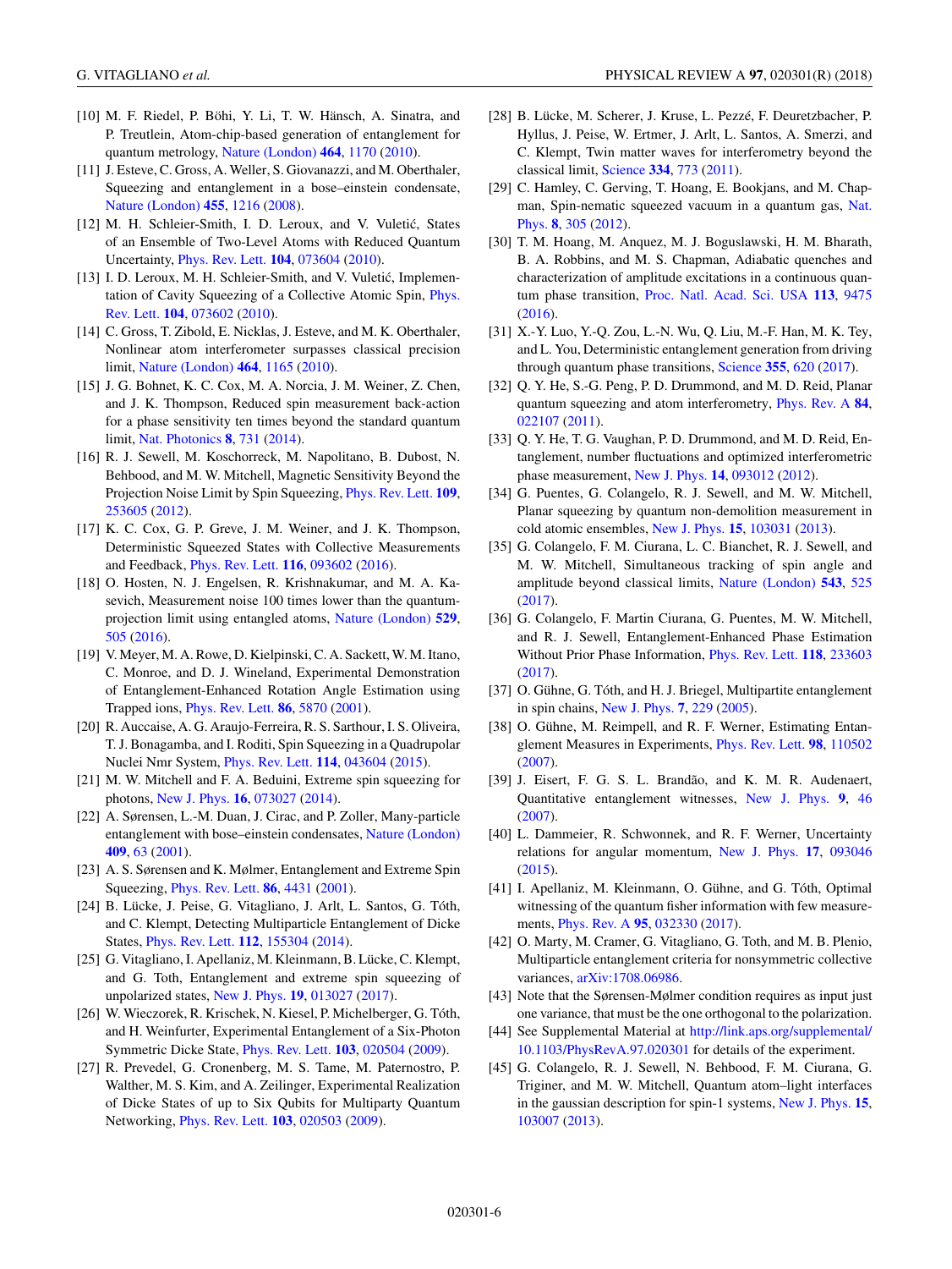[10] M. F. Riedel, P. Böhi, Y. Li, T. W. Hänsch, A. Sinatra, and P. Treutlein, Atom-chip-based generation of entanglement for quantum metrology, Nature (London) **464**, 1170 (2010).

[11] J. Esteve, C. Gross, A. Weller, S. Giovanazzi, and M. Oberthaler, Squeezing and entanglement in a bose–einstein condensate, Nature (London) **455**, 1216 (2008).

[12] M. H. Schleier-Smith, I. D. Leroux, and V. Vuletić, States of an Ensemble of Two-Level Atoms with Reduced Quantum Uncertainty, Phys. Rev. Lett. **104**, 073604 (2010).

[13] I. D. Leroux, M. H. Schleier-Smith, and V. Vuletić, Implementation of Cavity Squeezing of a Collective Atomic Spin, Phys. Rev. Lett. **104**, 073602 (2010).

[14] C. Gross, T. Zibold, E. Nicklas, J. Esteve, and M. K. Oberthaler, Nonlinear atom interferometer surpasses classical precision limit, Nature (London) **464**, 1165 (2010).

[15] J. G. Bohnet, K. C. Cox, M. A. Norcia, J. M. Weiner, Z. Chen, and J. K. Thompson, Reduced spin measurement back-action for a phase sensitivity ten times beyond the standard quantum limit, Nat. Photonics **8**, 731 (2014).

[16] R. J. Sewell, M. Koschorreck, M. Napolitano, B. Dubost, N. Behbood, and M. W. Mitchell, Magnetic Sensitivity Beyond the Projection Noise Limit by Spin Squeezing, Phys. Rev. Lett. **109**, 253605 (2012).

[17] K. C. Cox, G. P. Greve, J. M. Weiner, and J. K. Thompson, Deterministic Squeezed States with Collective Measurements and Feedback, Phys. Rev. Lett. **116**, 093602 (2016).

[18] O. Hosten, N. J. Engelsen, R. Krishnakumar, and M. A. Kasevich, Measurement noise 100 times lower than the quantum-projection limit using entangled atoms, Nature (London) **529**, 505 (2016).

[19] V. Meyer, M. A. Rowe, D. Kielpinski, C. A. Sackett, W. M. Itano, C. Monroe, and D. J. Wineland, Experimental Demonstration of Entanglement-Enhanced Rotation Angle Estimation using Trapped ions, Phys. Rev. Lett. **86**, 5870 (2001).

[20] R. Auccaise, A. G. Araujo-Ferreira, R. S. Sarthour, I. S. Oliveira, T. J. Bonagamba, and I. Roditi, Spin Squeezing in a Quadrupolar Nuclei Nmr System, Phys. Rev. Lett. **114**, 043604 (2015).

[21] M. W. Mitchell and F. A. Beduini, Extreme spin squeezing for photons, New J. Phys. **16**, 073027 (2014).

[22] A. Sørensen, L.-M. Duan, J. Cirac, and P. Zoller, Many-particle entanglement with bose–einstein condensates, Nature (London) **409**, 63 (2001).

[23] A. S. Sørensen and K. Mølmer, Entanglement and Extreme Spin Squeezing, Phys. Rev. Lett. **86**, 4431 (2001).

[24] B. Lücke, J. Peise, G. Vitagliano, J. Arlt, L. Santos, G. Tóth, and C. Klempt, Detecting Multiparticle Entanglement of Dicke States, Phys. Rev. Lett. **112**, 155304 (2014).

[25] G. Vitagliano, I. Apellaniz, M. Kleinmann, B. Lücke, C. Klempt, and G. Toth, Entanglement and extreme spin squeezing of unpolarized states, New J. Phys. **19**, 013027 (2017).

[26] W. Wieczorek, R. Krischek, N. Kiesel, P. Michelberger, G. Tóth, and H. Weinfurter, Experimental Entanglement of a Six-Photon Symmetric Dicke State, Phys. Rev. Lett. **103**, 020504 (2009).

[27] R. Prevedel, G. Cronenberg, M. S. Tame, M. Paternostro, P. Walther, M. S. Kim, and A. Zeilinger, Experimental Realization of Dicke States of up to Six Qubits for Multiparty Quantum Networking, Phys. Rev. Lett. **103**, 020503 (2009).

[28] B. Lücke, M. Scherer, J. Kruse, L. Pezzé, F. Deuretzbacher, P. Hyllus, J. Peise, W. Ertmer, J. Arlt, L. Santos, A. Smerzi, and C. Klempt, Twin matter waves for interferometry beyond the classical limit, Science **334**, 773 (2011).

[29] C. Hamley, C. Gerving, T. Hoang, E. Bookjans, and M. Chapman, Spin-nematic squeezed vacuum in a quantum gas, Nat. Phys. **8**, 305 (2012).

[30] T. M. Hoang, M. Anquez, M. J. Boguslawski, H. M. Bharath, B. A. Robbins, and M. S. Chapman, Adiabatic quenches and characterization of amplitude excitations in a continuous quantum phase transition, Proc. Natl. Acad. Sci. USA **113**, 9475 (2016).

[31] X.-Y. Luo, Y.-Q. Zou, L.-N. Wu, Q. Liu, M.-F. Han, M. K. Tey, and L. You, Deterministic entanglement generation from driving through quantum phase transitions, Science **355**, 620 (2017).

[32] Q. Y. He, S.-G. Peng, P. D. Drummond, and M. D. Reid, Planar quantum squeezing and atom interferometry, Phys. Rev. A **84**, 022107 (2011).

[33] Q. Y. He, T. G. Vaughan, P. D. Drummond, and M. D. Reid, Entanglement, number fluctuations and optimized interferometric phase measurement, New J. Phys. **14**, 093012 (2012).

[34] G. Puentes, G. Colangelo, R. J. Sewell, and M. W. Mitchell, Planar squeezing by quantum non-demolition measurement in cold atomic ensembles, New J. Phys. **15**, 103031 (2013).

[35] G. Colangelo, F. M. Ciurana, L. C. Bianchet, R. J. Sewell, and M. W. Mitchell, Simultaneous tracking of spin angle and amplitude beyond classical limits, Nature (London) **543**, 525 (2017).

[36] G. Colangelo, F. Martin Ciurana, G. Puentes, M. W. Mitchell, and R. J. Sewell, Entanglement-Enhanced Phase Estimation Without Prior Phase Information, Phys. Rev. Lett. **118**, 233603 (2017).

[37] O. Gühne, G. Tóth, and H. J. Briegel, Multipartite entanglement in spin chains, New J. Phys. **7**, 229 (2005).

[38] O. Gühne, M. Reimpell, and R. F. Werner, Estimating Entanglement Measures in Experiments, Phys. Rev. Lett. **98**, 110502 (2007).

[39] J. Eisert, F. G. S. L. Brandão, and K. M. R. Audenaert, Quantitative entanglement witnesses, New J. Phys. **9**, 46 (2007).

[40] L. Dammeier, R. Schwonnek, and R. F. Werner, Uncertainty relations for angular momentum, New J. Phys. **17**, 093046 (2015).

[41] I. Apellaniz, M. Kleinmann, O. Gühne, and G. Tóth, Optimal witnessing of the quantum fisher information with few measurements, Phys. Rev. A **95**, 032330 (2017).

[42] O. Marty, M. Cramer, G. Vitagliano, G. Toth, and M. B. Plenio, Multiparticle entanglement criteria for nonsymmetric collective variances, arXiv:1708.06986.

[43] Note that the Sørensen-Mølmer condition requires as input just one variance, that must be the one orthogonal to the polarization.

[44] See Supplemental Material at http://link.aps.org/supplemental/10.1103/PhysRevA.97.020301 for details of the experiment.

[45] G. Colangelo, R. J. Sewell, N. Behbood, F. M. Ciurana, G. Triginer, and M. W. Mitchell, Quantum atom–light interfaces in the gaussian description for spin-1 systems, New J. Phys. **15**, 103007 (2013).